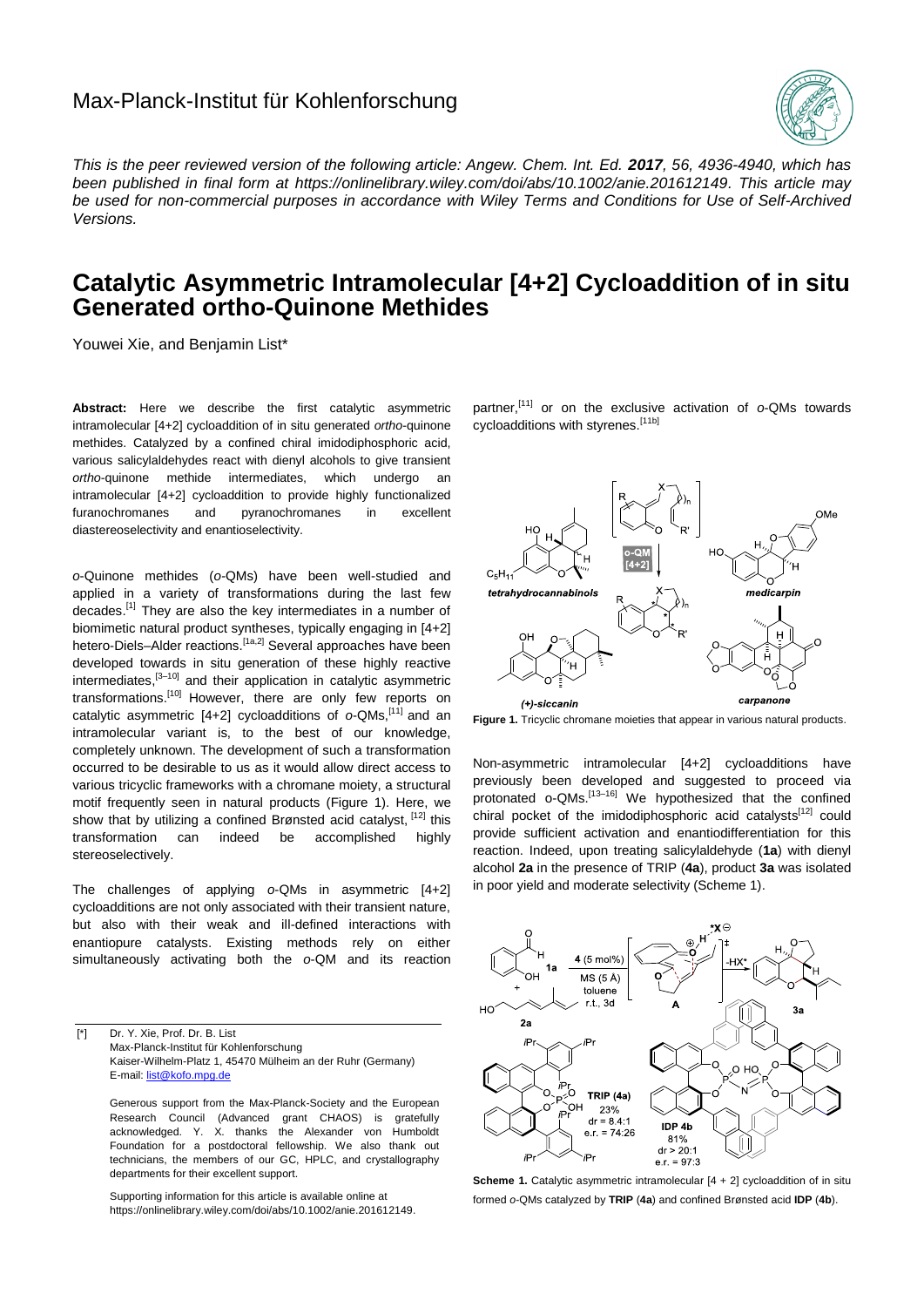# Max-Planck-Institut für Kohlenforschung

*This is the peer reviewed version of the following article: Angew. Chem. Int. Ed. **2017**, 56, 4936-4940, which has been published in final form at https://onlinelibrary.wiley.com/doi/abs/10.1002/anie.201612149. This article may be used for non-commercial purposes in accordance with Wiley Terms and Conditions for Use of Self-Archived Versions.*

# Catalytic Asymmetric Intramolecular [4+2] Cycloaddition of in situ Generated ortho-Quinone Methides

Youwei Xie, and Benjamin List*

**Abstract:** Here we describe the first catalytic asymmetric intramolecular [4+2] cycloaddition of in situ generated *ortho*-quinone methides. Catalyzed by a confined chiral imidodiphosphoric acid, various salicylaldehydes react with dienyl alcohols to give transient *ortho*-quinone methide intermediates, which undergo an intramolecular [4+2] cycloaddition to provide highly functionalized furanochromanes and pyranochromanes in excellent diastereoselectivity and enantioselectivity.

*o*-Quinone methides (*o*-QMs) have been well-studied and applied in a variety of transformations during the last few decades.[1] They are also the key intermediates in a number of biomimetic natural product syntheses, typically engaging in [4+2] hetero-Diels–Alder reactions.[1a,2] Several approaches have been developed towards in situ generation of these highly reactive intermediates,[3–10] and their application in catalytic asymmetric transformations.[10] However, there are only few reports on catalytic asymmetric [4+2] cycloadditions of *o*-QMs,[11] and an intramolecular variant is, to the best of our knowledge, completely unknown. The development of such a transformation occurred to be desirable to us as it would allow direct access to various tricyclic frameworks with a chromane moiety, a structural motif frequently seen in natural products (Figure 1). Here, we show that by utilizing a confined Brønsted acid catalyst, [12] this transformation can indeed be accomplished highly stereoselectively.

The challenges of applying *o*-QMs in asymmetric [4+2] cycloadditions are not only associated with their transient nature, but also with their weak and ill-defined interactions with enantiopure catalysts. Existing methods rely on either simultaneously activating both the *o*-QM and its reaction partner,[11] or on the exclusive activation of *o*-QMs towards cycloadditions with styrenes.[11b]

Figure 1. Tricyclic chromane moieties that appear in various natural products.

Non-asymmetric intramolecular [4+2] cycloadditions have previously been developed and suggested to proceed via protonated o-QMs.[13–16] We hypothesized that the confined chiral pocket of the imidodiphosphoric acid catalysts[12] could provide sufficient activation and enantiodifferentiation for this reaction. Indeed, upon treating salicylaldehyde (**1a**) with dienyl alcohol **2a** in the presence of TRIP (**4a**), product **3a** was isolated in poor yield and moderate selectivity (Scheme 1).

**Scheme 1.** Catalytic asymmetric intramolecular [4 + 2] cycloaddition of in situ formed *o*-QMs catalyzed by **TRIP** (**4a**) and confined Brønsted acid **IDP** (**4b**).

[*] Dr. Y. Xie, Prof. Dr. B. List
Max-Planck-Institut für Kohlenforschung
Kaiser-Wilhelm-Platz 1, 45470 Mülheim an der Ruhr (Germany)
E-mail: list@kofo.mpg.de

Generous support from the Max-Planck-Society and the European Research Council (Advanced grant CHAOS) is gratefully acknowledged. Y. X. thanks the Alexander von Humboldt Foundation for a postdoctoral fellowship. We also thank out technicians, the members of our GC, HPLC, and crystallography departments for their excellent support.

Supporting information for this article is available online at https://onlinelibrary.wiley.com/doi/abs/10.1002/anie.201612149.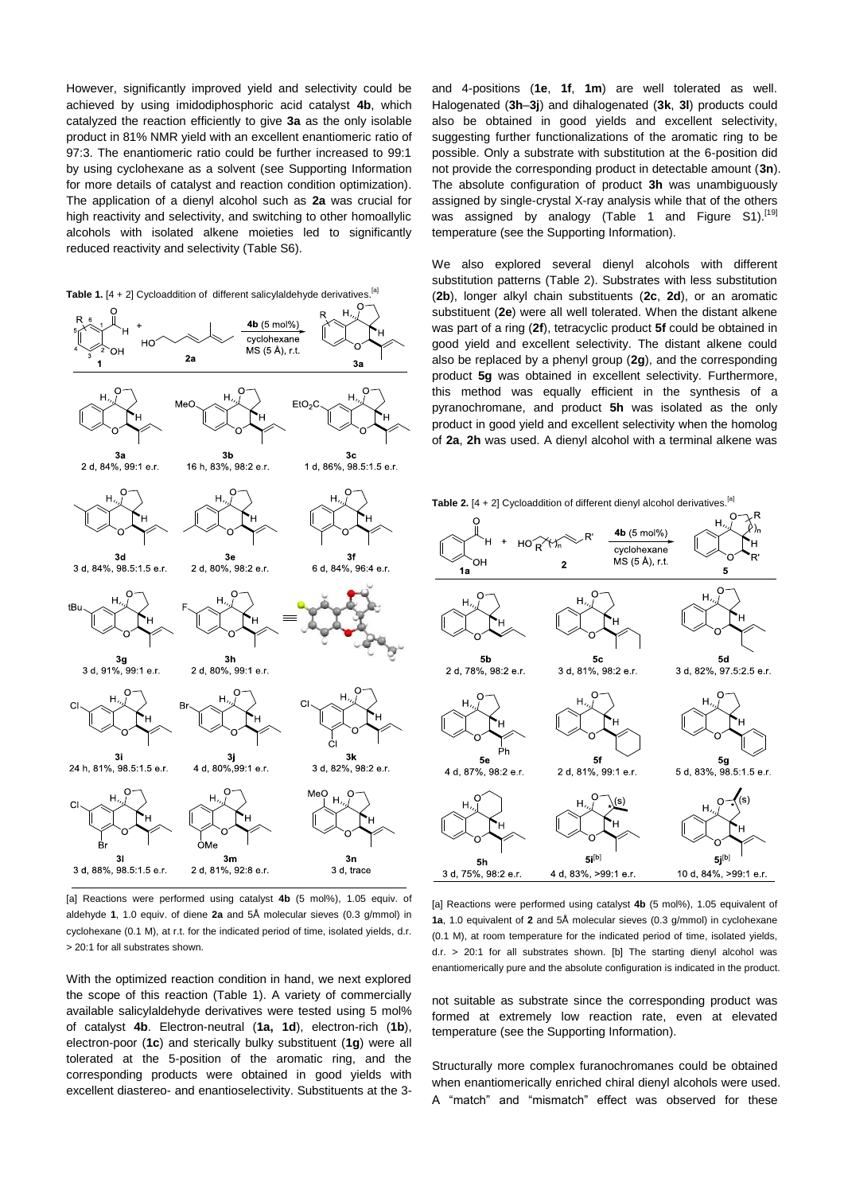However, significantly improved yield and selectivity could be achieved by using imidodiphosphoric acid catalyst **4b**, which catalyzed the reaction efficiently to give **3a** as the only isolable product in 81% NMR yield with an excellent enantiomeric ratio of 97:3. The enantiomeric ratio could be further increased to 99:1 by using cyclohexane as a solvent (see Supporting Information for more details of catalyst and reaction condition optimization). The application of a dienyl alcohol such as **2a** was crucial for high reactivity and selectivity, and switching to other homoallylic alcohols with isolated alkene moieties led to significantly reduced reactivity and selectivity (Table S6).

**Table 1.** [4 + 2] Cycloaddition of different salicylaldehyde derivatives.[a]

Reaction: **1** + **2a** → **3a**; **4b** (5 mol%), cyclohexane, MS (5 Å), r.t.

| Product | Time | Yield | e.r. |
|---|---|---|---|
| **3a** | 2 d | 84% | 99:1 |
| **3b** | 16 h | 83% | 98:2 |
| **3c** | 1 d | 86% | 98.5:1.5 |
| **3d** | 3 d | 84% | 98.5:1.5 |
| **3e** | 2 d | 80% | 98:2 |
| **3f** | 6 d | 84% | 96:4 |
| **3g** | 3 d | 91% | 99:1 |
| **3h** | 2 d | 80% | 99:1 |
| **3i** | 24 h | 81% | 98.5:1.5 |
| **3j** | 4 d | 80% | 99:1 |
| **3k** | 3 d | 82% | 98:2 |
| **3l** | 3 d | 88% | 98.5:1.5 |
| **3m** | 2 d | 81% | 92:8 |
| **3n** | 3 d | trace | |

[a] Reactions were performed using catalyst **4b** (5 mol%), 1.05 equiv. of aldehyde **1**, 1.0 equiv. of diene **2a** and 5Å molecular sieves (0.3 g/mmol) in cyclohexane (0.1 M), at r.t. for the indicated period of time, isolated yields, d.r. > 20:1 for all substrates shown.

With the optimized reaction condition in hand, we next explored the scope of this reaction (Table 1). A variety of commercially available salicylaldehyde derivatives were tested using 5 mol% of catalyst **4b**. Electron-neutral (**1a, 1d**), electron-rich (**1b**), electron-poor (**1c**) and sterically bulky substituent (**1g**) were all tolerated at the 5-position of the aromatic ring, and the corresponding products were obtained in good yields with excellent diastereo- and enantioselectivity. Substituents at the 3- and 4-positions (**1e**, **1f**, **1m**) are well tolerated as well. Halogenated (**3h**–**3j**) and dihalogenated (**3k**, **3l**) products could also be obtained in good yields and excellent selectivity, suggesting further functionalizations of the aromatic ring to be possible. Only a substrate with substitution at the 6-position did not provide the corresponding product in detectable amount (**3n**). The absolute configuration of product **3h** was unambiguously assigned by single-crystal X-ray analysis while that of the others was assigned by analogy (Table 1 and Figure S1).[19] temperature (see the Supporting Information).

We also explored several dienyl alcohols with different substitution patterns (Table 2). Substrates with less substitution (**2b**), longer alkyl chain substituents (**2c**, **2d**), or an aromatic substituent (**2e**) were all well tolerated. When the distant alkene was part of a ring (**2f**), tetracyclic product **5f** could be obtained in good yield and excellent selectivity. The distant alkene could also be replaced by a phenyl group (**2g**), and the corresponding product **5g** was obtained in excellent selectivity. Furthermore, this method was equally efficient in the synthesis of a pyranochromane, and product **5h** was isolated as the only product in good yield and excellent selectivity when the homolog of **2a**, **2h** was used. A dienyl alcohol with a terminal alkene was not suitable as substrate since the corresponding product was formed at extremely low reaction rate, even at elevated temperature (see the Supporting Information).

**Table 2.** [4 + 2] Cycloaddition of different dienyl alcohol derivatives.[a]

Reaction: **1a** + **2** → **5**; **4b** (5 mol%), cyclohexane, MS (5 Å), r.t.

| Product | Time | Yield | e.r. |
|---|---|---|---|
| **5b** | 2 d | 78% | 98:2 |
| **5c** | 3 d | 81% | 98:2 |
| **5d** | 3 d | 82% | 97.5:2.5 |
| **5e** | 4 d | 87% | 98:2 |
| **5f** | 2 d | 81% | 99:1 |
| **5g** | 5 d | 83% | 98.5:1.5 |
| **5h** | 3 d | 75% | 98:2 |
| **5i**[b] | 4 d | 83% | >99:1 |
| **5j**[b] | 10 d | 84% | >99:1 |

[a] Reactions were performed using catalyst **4b** (5 mol%), 1.05 equivalent of **1a**, 1.0 equivalent of **2** and 5Å molecular sieves (0.3 g/mmol) in cyclohexane (0.1 M), at room temperature for the indicated period of time, isolated yields, d.r. > 20:1 for all substrates shown. [b] The starting dienyl alcohol was enantiomerically pure and the absolute configuration is indicated in the product.

Structurally more complex furanochromanes could be obtained when enantiomerically enriched chiral dienyl alcohols were used. A "match" and "mismatch" effect was observed for these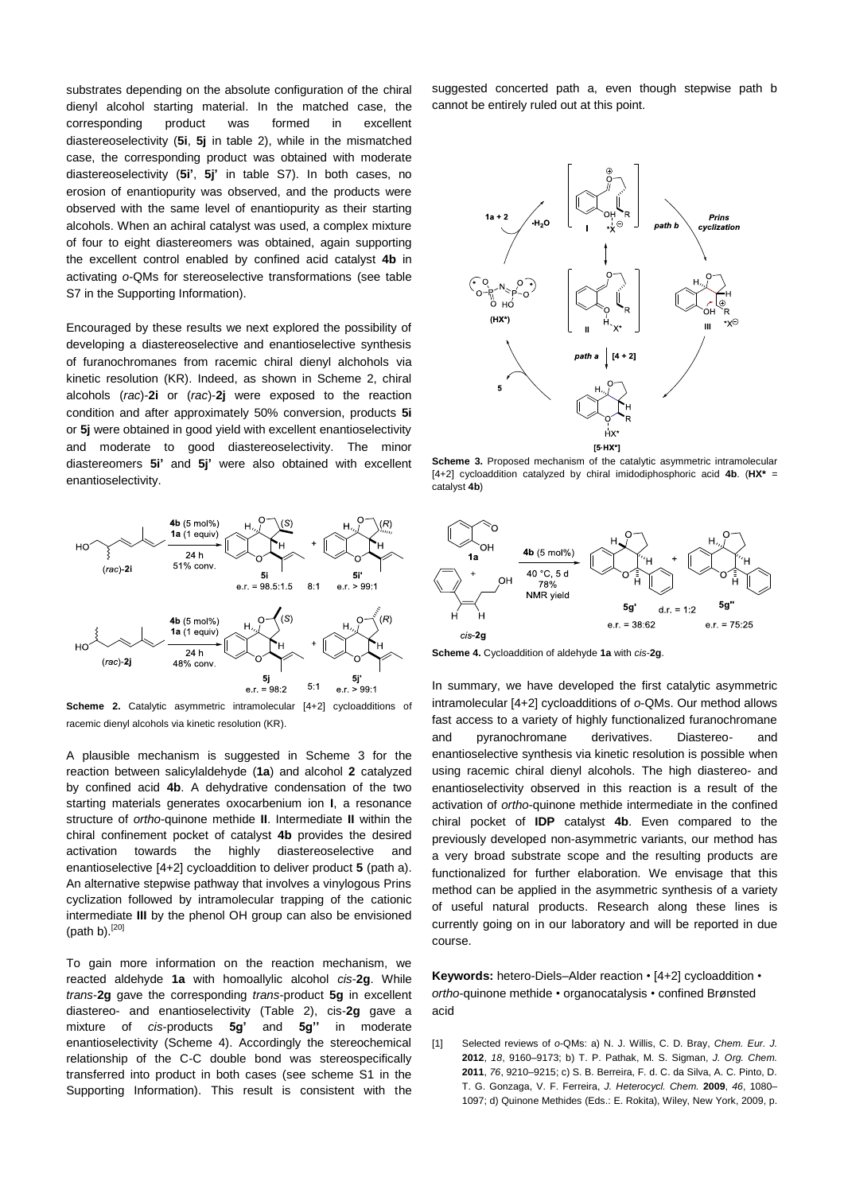substrates depending on the absolute configuration of the chiral dienyl alcohol starting material. In the matched case, the corresponding product was formed in excellent diastereoselectivity (**5i**, **5j** in table 2), while in the mismatched case, the corresponding product was obtained with moderate diastereoselectivity (**5i'**, **5j'** in table S7). In both cases, no erosion of enantiopurity was observed, and the products were observed with the same level of enantiopurity as their starting alcohols. When an achiral catalyst was used, a complex mixture of four to eight diastereomers was obtained, again supporting the excellent control enabled by confined acid catalyst **4b** in activating *o*-QMs for stereoselective transformations (see table S7 in the Supporting Information).

Encouraged by these results we next explored the possibility of developing a diastereoselective and enantioselective synthesis of furanochromanes from racemic chiral dienyl alcholols via kinetic resolution (KR). Indeed, as shown in Scheme 2, chiral alcohols (*rac*)-**2i** or (*rac*)-**2j** were exposed to the reaction condition and after approximately 50% conversion, products **5i** or **5j** were obtained in good yield with excellent enantioselectivity and moderate to good diastereoselectivity. The minor diastereomers **5i'** and **5j'** were also obtained with excellent enantioselectivity.

**Scheme 2.** Catalytic asymmetric intramolecular [4+2] cycloadditions of racemic dienyl alcohols via kinetic resolution (KR).

A plausible mechanism is suggested in Scheme 3 for the reaction between salicylaldehyde (**1a**) and alcohol **2** catalyzed by confined acid **4b**. A dehydrative condensation of the two starting materials generates oxocarbenium ion **I**, a resonance structure of *ortho*-quinone methide **II**. Intermediate **II** within the chiral confinement pocket of catalyst **4b** provides the desired activation towards the highly diastereoselective and enantioselective [4+2] cycloaddition to deliver product **5** (path a). An alternative stepwise pathway that involves a vinylogous Prins cyclization followed by intramolecular trapping of the cationic intermediate **III** by the phenol OH group can also be envisioned (path b).[20]

To gain more information on the reaction mechanism, we reacted aldehyde **1a** with homoallylic alcohol *cis*-**2g**. While *trans*-**2g** gave the corresponding *trans*-product **5g** in excellent diastereo- and enantioselectivity (Table 2), cis-**2g** gave a mixture of *cis*-products **5g'** and **5g''** in moderate enantioselectivity (Scheme 4). Accordingly the stereochemical relationship of the C-C double bond was stereospecifically transferred into product in both cases (see scheme S1 in the Supporting Information). This result is consistent with the suggested concerted path a, even though stepwise path b cannot be entirely ruled out at this point.

**Scheme 3.** Proposed mechanism of the catalytic asymmetric intramolecular [4+2] cycloaddition catalyzed by chiral imidodiphosphoric acid **4b**. (**HX*** = catalyst **4b**)

**Scheme 4.** Cycloaddition of aldehyde **1a** with *cis*-**2g**.

In summary, we have developed the first catalytic asymmetric intramolecular [4+2] cycloadditions of *o*-QMs. Our method allows fast access to a variety of highly functionalized furanochromane and pyranochromane derivatives. Diastereo- and enantioselective synthesis via kinetic resolution is possible when using racemic chiral dienyl alcohols. The high diastereo- and enantioselectivity observed in this reaction is a result of the activation of *ortho*-quinone methide intermediate in the confined chiral pocket of **IDP** catalyst **4b**. Even compared to the previously developed non-asymmetric variants, our method has a very broad substrate scope and the resulting products are functionalized for further elaboration. We envisage that this method can be applied in the asymmetric synthesis of a variety of useful natural products. Research along these lines is currently going on in our laboratory and will be reported in due course.

**Keywords:** hetero-Diels–Alder reaction • [4+2] cycloaddition • *ortho*-quinone methide • organocatalysis • confined Brønsted acid

[1] Selected reviews of *o*-QMs: a) N. J. Willis, C. D. Bray, *Chem. Eur. J.* **2012**, *18*, 9160–9173; b) T. P. Pathak, M. S. Sigman, *J. Org. Chem.* **2011**, *76*, 9210–9215; c) S. B. Berreira, F. d. C. da Silva, A. C. Pinto, D. T. G. Gonzaga, V. F. Ferreira, *J. Heterocycl. Chem.* **2009**, *46*, 1080–1097; d) Quinone Methides (Eds.: E. Rokita), Wiley, New York, 2009, p.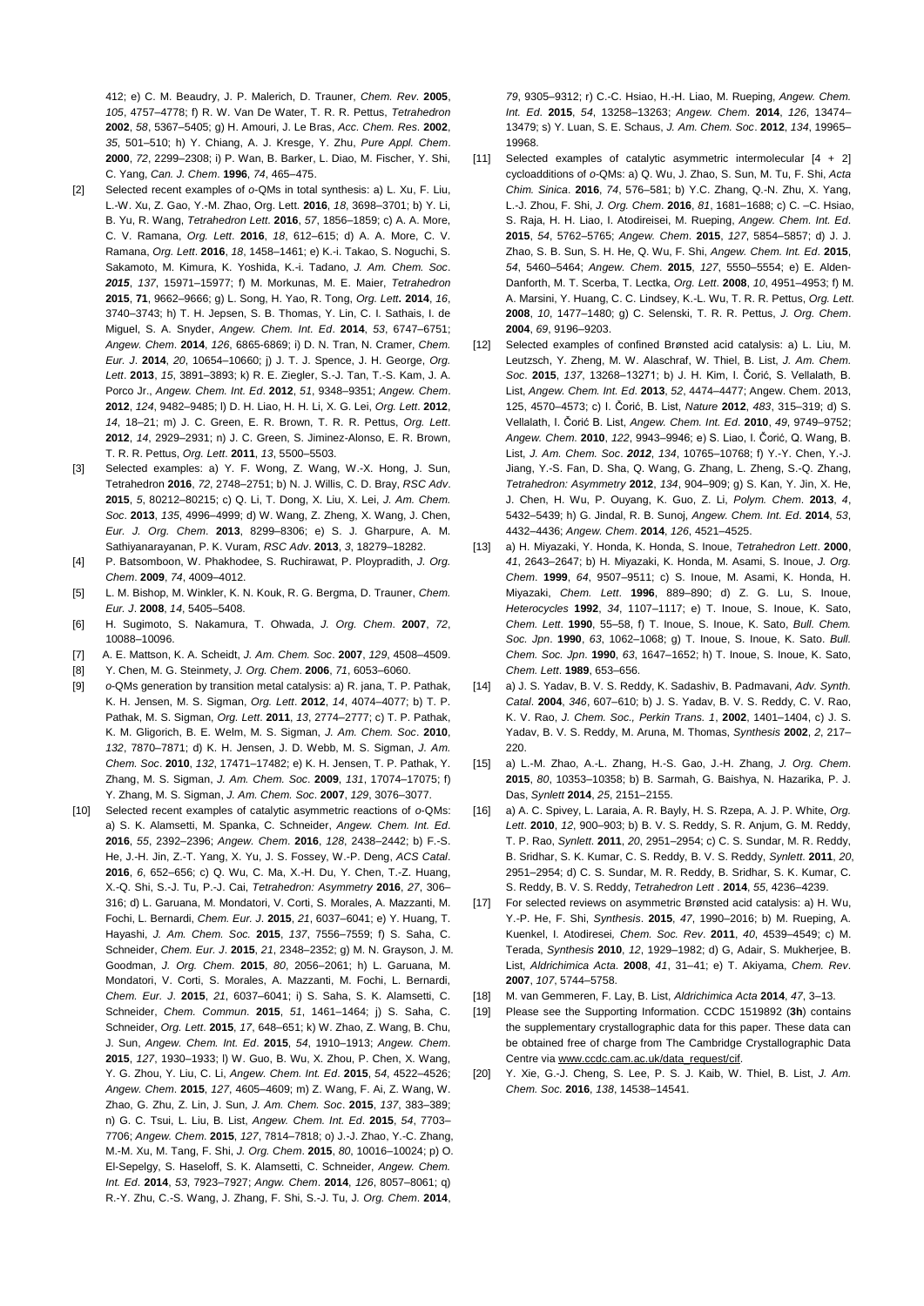412; e) C. M. Beaudry, J. P. Malerich, D. Trauner, *Chem. Rev.* **2005**, *105*, 4757–4778; f) R. W. Van De Water, T. R. R. Pettus, *Tetrahedron* **2002**, *58*, 5367–5405; g) H. Amouri, J. Le Bras, *Acc. Chem. Res.* **2002**, *35*, 501–510; h) Y. Chiang, A. J. Kresge, Y. Zhu, *Pure Appl. Chem*. **2000**, *72*, 2299–2308; i) P. Wan, B. Barker, L. Diao, M. Fischer, Y. Shi, C. Yang, *Can. J. Chem*. **1996**, *74*, 465–475.

[2] Selected recent examples of *o*-QMs in total synthesis: a) L. Xu, F. Liu, L.-W. Xu, Z. Gao, Y.-M. Zhao, Org. Lett. **2016**, *18*, 3698–3701; b) Y. Li, B. Yu, R. Wang, *Tetrahedron Lett*. **2016**, *57*, 1856–1859; c) A. A. More, C. V. Ramana, *Org. Lett*. **2016**, *18*, 612–615; d) A. A. More, C. V. Ramana, *Org. Lett*. **2016**, *18*, 1458–1461; e) K.-i. Takao, S. Noguchi, S. Sakamoto, M. Kimura, K. Yoshida, K.-i. Tadano, *J. Am. Chem. Soc*. ***2015***, *137*, 15971–15977; f) M. Morkunas, M. E. Maier, *Tetrahedron* **2015**, **71**, 9662–9666; g) L. Song, H. Yao, R. Tong, *Org. Lett***. 2014**, *16*, 3740–3743; h) T. H. Jepsen, S. B. Thomas, Y. Lin, C. I. Sathais, I. de Miguel, S. A. Snyder, *Angew. Chem. Int. Ed*. **2014**, *53*, 6747–6751; *Angew. Chem*. **2014**, *126*, 6865-6869; i) D. N. Tran, N. Cramer, *Chem. Eur. J*. **2014**, *20*, 10654–10660; j) J. T. J. Spence, J. H. George, *Org. Lett*. **2013**, *15*, 3891–3893; k) R. E. Ziegler, S.-J. Tan, T.-S. Kam, J. A. Porco Jr., *Angew. Chem. Int. Ed*. **2012**, *51*, 9348–9351; *Angew. Chem*. **2012**, *124*, 9482–9485; l) D. H. Liao, H. H. Li, X. G. Lei, *Org. Lett*. **2012**, *14*, 18–21; m) J. C. Green, E. R. Brown, T. R. R. Pettus, *Org. Lett*. **2012**, *14*, 2929–2931; n) J. C. Green, S. Jiminez-Alonso, E. R. Brown, T. R. R. Pettus, *Org. Lett*. **2011**, *13*, 5500–5503.

[3] Selected examples: a) Y. F. Wong, Z. Wang, W.-X. Hong, J. Sun, Tetrahedron **2016**, *72*, 2748–2751; b) N. J. Willis, C. D. Bray, *RSC Adv*. **2015**, *5*, 80212–80215; c) Q. Li, T. Dong, X. Liu, X. Lei, *J. Am. Chem. Soc*. **2013**, *135*, 4996–4999; d) W. Wang, Z. Zheng, X. Wang, J. Chen, *Eur. J. Org. Chem*. **2013**, 8299–8306; e) S. J. Gharpure, A. M. Sathiyanarayanan, P. K. Vuram, *RSC Adv*. **2013**, *3*, 18279–18282.

[4] P. Batsomboon, W. Phakhodee, S. Ruchirawat, P. Ploypradith, *J. Org. Chem*. **2009**, *74*, 4009–4012.

[5] L. M. Bishop, M. Winkler, K. N. Kouk, R. G. Bergma, D. Trauner, *Chem. Eur. J*. **2008**, *14*, 5405–5408.

[6] H. Sugimoto, S. Nakamura, T. Ohwada, *J. Org. Chem*. **2007**, *72*, 10088–10096.

[7] A. E. Mattson, K. A. Scheidt, *J. Am. Chem. Soc*. **2007**, *129*, 4508–4509.

[8] Y. Chen, M. G. Steinmety, *J. Org. Chem*. **2006**, *71*, 6053–6060.

[9] *o*-QMs generation by transition metal catalysis: a) R. jana, T. P. Pathak, K. H. Jensen, M. S. Sigman, *Org. Lett*. **2012**, *14*, 4074–4077; b) T. P. Pathak, M. S. Sigman, *Org. Lett*. **2011**, *13*, 2774–2777; c) T. P. Pathak, K. M. Gligorich, B. E. Welm, M. S. Sigman, *J. Am. Chem. Soc*. **2010**, *132*, 7870–7871; d) K. H. Jensen, J. D. Webb, M. S. Sigman, *J. Am. Chem. Soc*. **2010**, *132*, 17471–17482; e) K. H. Jensen, T. P. Pathak, Y. Zhang, M. S. Sigman, *J. Am. Chem. Soc*. **2009**, *131*, 17074–17075; f) Y. Zhang, M. S. Sigman, *J. Am. Chem. Soc*. **2007**, *129*, 3076–3077.

[10] Selected recent examples of catalytic asymmetric reactions of *o*-QMs: a) S. K. Alamsetti, M. Spanka, C. Schneider, *Angew. Chem. Int. Ed*. **2016**, *55*, 2392–2396; *Angew. Chem*. **2016**, *128*, 2438–2442; b) F.-S. He, J.-H. Jin, Z.-T. Yang, X. Yu, J. S. Fossey, W.-P. Deng, *ACS Catal*. **2016**, *6*, 652–656; c) Q. Wu, C. Ma, X.-H. Du, Y. Chen, T.-Z. Huang, X.-Q. Shi, S.-J. Tu, P.-J. Cai, *Tetrahedron: Asymmetry* **2016**, *27*, 306–316; d) L. Garuana, M. Mondatori, V. Corti, S. Morales, A. Mazzanti, M. Fochi, L. Bernardi, *Chem. Eur. J*. **2015**, *21*, 6037–6041; e) Y. Huang, T. Hayashi, *J. Am. Chem. Soc.* **2015**, *137*, 7556–7559; f) S. Saha, C. Schneider, *Chem. Eur. J*. **2015**, *21*, 2348–2352; g) M. N. Grayson, J. M. Goodman, *J. Org. Chem*. **2015**, *80*, 2056–2061; h) L. Garuana, M. Mondatori, V. Corti, S. Morales, A. Mazzanti, M. Fochi, L. Bernardi, *Chem. Eur. J*. **2015**, *21*, 6037–6041; i) S. Saha, S. K. Alamsetti, C. Schneider, *Chem. Commun*. **2015**, *51*, 1461–1464; j) S. Saha, C. Schneider, *Org. Lett*. **2015**, *17*, 648–651; k) W. Zhao, Z. Wang, B. Chu, J. Sun, *Angew. Chem. Int. Ed*. **2015**, *54*, 1910–1913; *Angew. Chem*. **2015**, *127*, 1930–1933; l) W. Guo, B. Wu, X. Zhou, P. Chen, X. Wang, Y. G. Zhou, Y. Liu, C. Li, *Angew. Chem. Int. Ed*. **2015**, *54*, 4522–4526; *Angew. Chem*. **2015**, *127*, 4605–4609; m) Z. Wang, F. Ai, Z. Wang, W. Zhao, G. Zhu, Z. Lin, J. Sun, *J. Am. Chem. Soc*. **2015**, *137*, 383–389; n) G. C. Tsui, L. Liu, B. List, *Angew. Chem. Int. Ed*. **2015**, *54*, 7703–7706; *Angew. Chem*. **2015**, *127*, 7814–7818; o) J.-J. Zhao, Y.-C. Zhang, M.-M. Xu, M. Tang, F. Shi, *J. Org. Chem*. **2015**, *80*, 10016–10024; p) O. El-Sepelgy, S. Haseloff, S. K. Alamsetti, C. Schneider, *Angew. Chem. Int. Ed*. **2014**, *53*, 7923–7927; *Angw. Chem*. **2014**, *126*, 8057–8061; q) R.-Y. Zhu, C.-S. Wang, J. Zhang, F. Shi, S.-J. Tu, J. *Org. Chem*. **2014**, *79*, 9305–9312; r) C.-C. Hsiao, H.-H. Liao, M. Rueping, *Angew. Chem. Int. Ed*. **2015**, *54*, 13258–13263; *Angew. Chem*. **2014**, *126*, 13474–13479; s) Y. Luan, S. E. Schaus, *J. Am. Chem. Soc*. **2012**, *134*, 19965–19968.

[11] Selected examples of catalytic asymmetric intermolecular [4 + 2] cycloadditions of *o*-QMs: a) Q. Wu, J. Zhao, S. Sun, M. Tu, F. Shi, *Acta Chim. Sinica*. **2016**, *74*, 576–581; b) Y.C. Zhang, Q.-N. Zhu, X. Yang, L.-J. Zhou, F. Shi, *J. Org. Chem*. **2016**, *81*, 1681–1688; c) C. –C. Hsiao, S. Raja, H. H. Liao, I. Atodireisei, M. Rueping, *Angew. Chem. Int. Ed*. **2015**, *54*, 5762–5765; *Angew. Chem*. **2015**, *127*, 5854–5857; d) J. J. Zhao, S. B. Sun, S. H. He, Q. Wu, F. Shi, *Angew. Chem. Int. Ed*. **2015**, *54*, 5460–5464; *Angew. Chem*. **2015**, *127*, 5550–5554; e) E. Alden-Danforth, M. T. Scerba, T. Lectka, *Org. Lett*. **2008**, *10*, 4951–4953; f) M. A. Marsini, Y. Huang, C. C. Lindsey, K.-L. Wu, T. R. R. Pettus, *Org. Lett*. **2008**, *10*, 1477–1480; g) C. Selenski, T. R. R. Pettus, *J. Org. Chem*. **2004**, *69*, 9196–9203.

[12] Selected examples of confined Brønsted acid catalysis: a) L. Liu, M. Leutzsch, Y. Zheng, M. W. Alaschraf, W. Thiel, B. List, *J. Am. Chem. Soc*. **2015**, *137*, 13268–13271; b) J. H. Kim, I. Čorić, S. Vellalath, B. List, *Angew. Chem. Int. Ed*. **2013**, *52*, 4474–4477; Angew. Chem. 2013, 125, 4570–4573; c) I. Čorić, B. List, *Nature* **2012**, *483*, 315–319; d) S. Vellalath, I. Čorić B. List, *Angew. Chem. Int. Ed*. **2010**, *49*, 9749–9752; *Angew. Chem*. **2010**, *122*, 9943–9946; e) S. Liao, I. Čorić, Q. Wang, B. List, *J. Am. Chem. Soc*. ***2012***, *134*, 10765–10768; f) Y.-Y. Chen, Y.-J. Jiang, Y.-S. Fan, D. Sha, Q. Wang, G. Zhang, L. Zheng, S.-Q. Zhang, *Tetrahedron: Asymmetry* **2012**, *134*, 904–909; g) S. Kan, Y. Jin, X. He, J. Chen, H. Wu, P. Ouyang, K. Guo, Z. Li, *Polym. Chem*. **2013**, *4*, 5432–5439; h) G. Jindal, R. B. Sunoj, *Angew. Chem. Int. Ed*. **2014**, *53*, 4432–4436; *Angew. Chem*. **2014**, *126*, 4521–4525.

[13] a) H. Miyazaki, Y. Honda, K. Honda, S. Inoue, *Tetrahedron Lett*. **2000**, *41*, 2643–2647; b) H. Miyazaki, K. Honda, M. Asami, S. Inoue, *J. Org. Chem*. **1999**, *64*, 9507–9511; c) S. Inoue, M. Asami, K. Honda, H. Miyazaki, *Chem. Lett*. **1996**, 889–890; d) Z. G. Lu, S. Inoue, *Heterocycles* **1992**, *34*, 1107–1117; e) T. Inoue, S. Inoue, K. Sato, *Chem. Lett*. **1990**, 55–58, f) T. Inoue, S. Inoue, K. Sato, *Bull. Chem. Soc. Jpn*. **1990**, *63*, 1062–1068; g) T. Inoue, S. Inoue, K. Sato. *Bull. Chem. Soc. Jpn*. **1990**, *63*, 1647–1652; h) T. Inoue, S. Inoue, K. Sato, *Chem. Lett*. **1989**, 653–656.

[14] a) J. S. Yadav, B. V. S. Reddy, K. Sadashiv, B. Padmavani, *Adv. Synth. Catal*. **2004**, *346*, 607–610; b) J. S. Yadav, B. V. S. Reddy, C. V. Rao, K. V. Rao, *J. Chem. Soc., Perkin Trans. 1*, **2002**, 1401–1404, c) J. S. Yadav, B. V. S. Reddy, M. Aruna, M. Thomas, *Synthesis* **2002**, *2*, 217–220.

[15] a) L.-M. Zhao, A.-L. Zhang, H.-S. Gao, J.-H. Zhang, *J. Org. Chem*. **2015**, *80*, 10353–10358; b) B. Sarmah, G. Baishya, N. Hazarika, P. J. Das, *Synlett* **2014**, *25*, 2151–2155.

[16] a) A. C. Spivey, L. Laraia, A. R. Bayly, H. S. Rzepa, A. J. P. White, *Org. Lett*. **2010**, *12*, 900–903; b) B. V. S. Reddy, S. R. Anjum, G. M. Reddy, T. P. Rao, *Synlett*. **2011**, *20*, 2951–2954; c) C. S. Sundar, M. R. Reddy, B. Sridhar, S. K. Kumar, C. S. Reddy, B. V. S. Reddy, *Synlett*. **2011**, *20*, 2951–2954; d) C. S. Sundar, M. R. Reddy, B. Sridhar, S. K. Kumar, C. S. Reddy, B. V. S. Reddy, *Tetrahedron Lett* . **2014**, *55*, 4236–4239.

[17] For selected reviews on asymmetric Brønsted acid catalysis: a) H. Wu, Y.-P. He, F. Shi, *Synthesis*. **2015**, *47*, 1990–2016; b) M. Rueping, A. Kuenkel, I. Atodiresei, *Chem. Soc. Rev*. **2011**, *40*, 4539–4549; c) M. Terada, *Synthesis* **2010**, *12*, 1929–1982; d) G, Adair, S. Mukherjee, B. List, *Aldrichimica Acta*. **2008**, *41*, 31–41; e) T. Akiyama, *Chem. Rev*. **2007**, *107*, 5744–5758.

[18] M. van Gemmeren, F. Lay, B. List, *Aldrichimica Acta* **2014**, *47*, 3–13.

[19] Please see the Supporting Information. CCDC 1519892 (**3h**) contains the supplementary crystallographic data for this paper. These data can be obtained free of charge from The Cambridge Crystallographic Data Centre via www.ccdc.cam.ac.uk/data_request/cif.

[20] Y. Xie, G.-J. Cheng, S. Lee, P. S. J. Kaib, W. Thiel, B. List, *J. Am. Chem. Soc.* **2016**, *138*, 14538–14541.